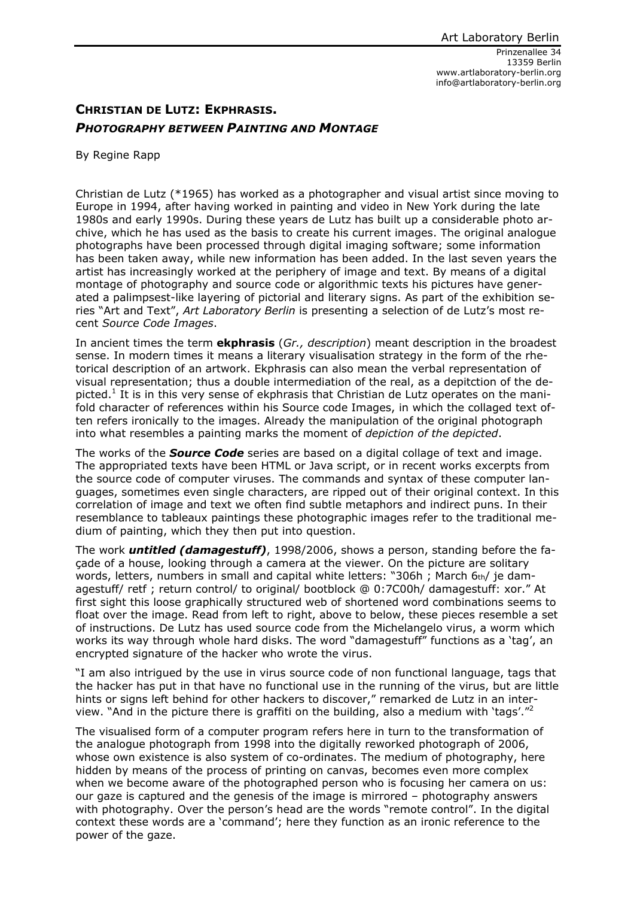Art Laboratory Berlin

Prinzenallee 34
13359 Berlin
www.artlaboratory-berlin.org
info@artlaboratory-berlin.org

# Christian de Lutz: Ekphrasis.
## *Photography between Painting and Montage*

By Regine Rapp

Christian de Lutz (*1965) has worked as a photographer and visual artist since moving to Europe in 1994, after having worked in painting and video in New York during the late 1980s and early 1990s. During these years de Lutz has built up a considerable photo archive, which he has used as the basis to create his current images. The original analogue photographs have been processed through digital imaging software; some information has been taken away, while new information has been added. In the last seven years the artist has increasingly worked at the periphery of image and text. By means of a digital montage of photography and source code or algorithmic texts his pictures have generated a palimpsest-like layering of pictorial and literary signs. As part of the exhibition series "Art and Text", *Art Laboratory Berlin* is presenting a selection of de Lutz's most recent *Source Code Images*.

In ancient times the term **ekphrasis** (*Gr., description*) meant description in the broadest sense. In modern times it means a literary visualisation strategy in the form of the rhetorical description of an artwork. Ekphrasis can also mean the verbal representation of visual representation; thus a double intermediation of the real, as a depitction of the depicted.[1] It is in this very sense of ekphrasis that Christian de Lutz operates on the manifold character of references within his Source code Images, in which the collaged text often refers ironically to the images. Already the manipulation of the original photograph into what resembles a painting marks the moment of *depiction of the depicted*.

The works of the ***Source Code*** series are based on a digital collage of text and image. The appropriated texts have been HTML or Java script, or in recent works excerpts from the source code of computer viruses. The commands and syntax of these computer languages, sometimes even single characters, are ripped out of their original context. In this correlation of image and text we often find subtle metaphors and indirect puns. In their resemblance to tableaux paintings these photographic images refer to the traditional medium of painting, which they then put into question.

The work ***untitled (damagestuff)***, 1998/2006, shows a person, standing before the façade of a house, looking through a camera at the viewer. On the picture are solitary words, letters, numbers in small and capital white letters: "306h ; March 6th/ je damagestuff/ retf ; return control/ to original/ bootblock @ 0:7C00h/ damagestuff: xor." At first sight this loose graphically structured web of shortened word combinations seems to float over the image. Read from left to right, above to below, these pieces resemble a set of instructions. De Lutz has used source code from the Michelangelo virus, a worm which works its way through whole hard disks. The word "damagestuff" functions as a 'tag', an encrypted signature of the hacker who wrote the virus.

"I am also intrigued by the use in virus source code of non functional language, tags that the hacker has put in that have no functional use in the running of the virus, but are little hints or signs left behind for other hackers to discover," remarked de Lutz in an interview. "And in the picture there is graffiti on the building, also a medium with 'tags'."[2]

The visualised form of a computer program refers here in turn to the transformation of the analogue photograph from 1998 into the digitally reworked photograph of 2006, whose own existence is also system of co-ordinates. The medium of photography, here hidden by means of the process of printing on canvas, becomes even more complex when we become aware of the photographed person who is focusing her camera on us: our gaze is captured and the genesis of the image is mirrored – photography answers with photography. Over the person's head are the words "remote control". In the digital context these words are a 'command'; here they function as an ironic reference to the power of the gaze.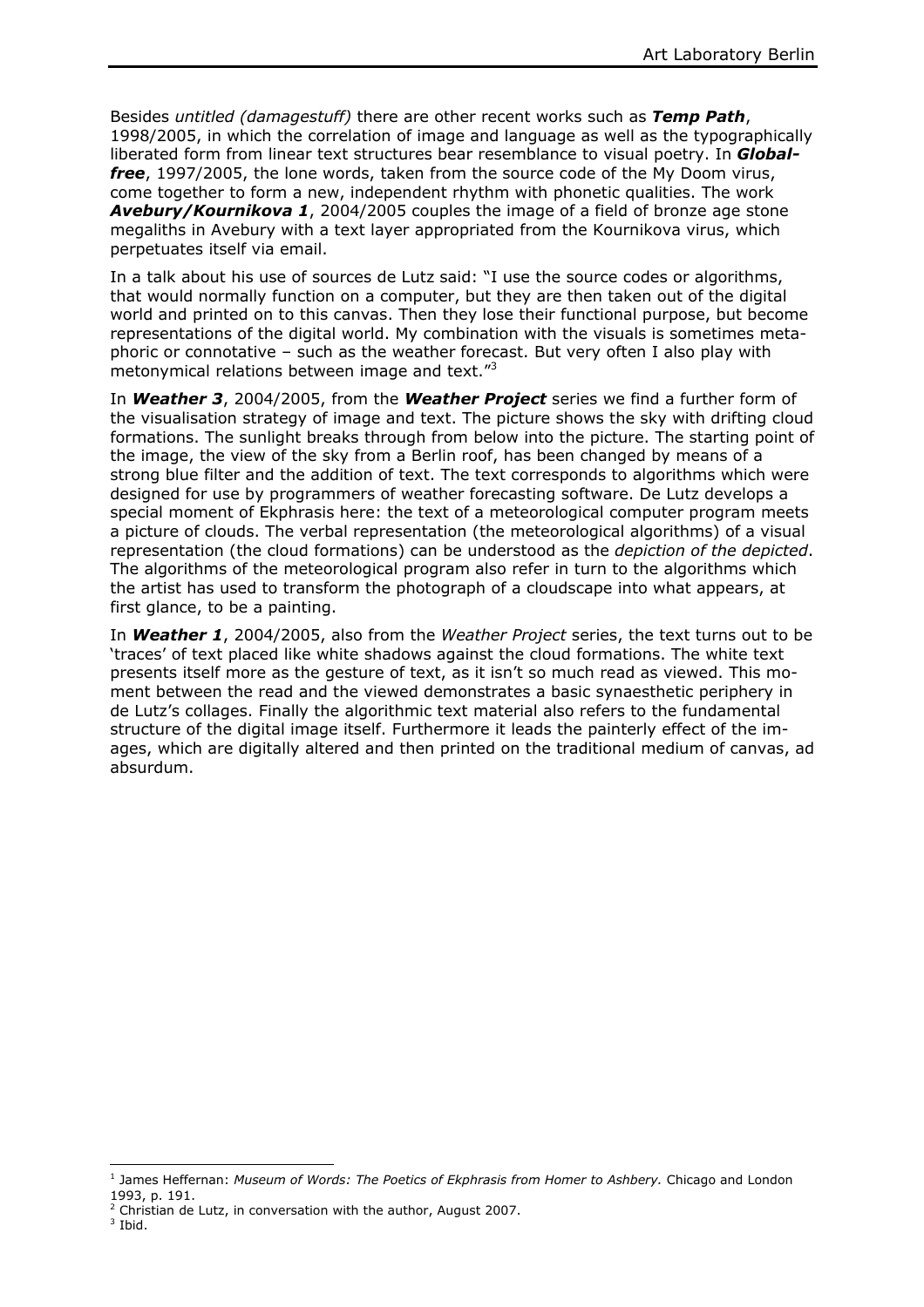Besides *untitled (damagestuff)* there are other recent works such as ***Temp Path***, 1998/2005, in which the correlation of image and language as well as the typographically liberated form from linear text structures bear resemblance to visual poetry. In ***Global-free***, 1997/2005, the lone words, taken from the source code of the My Doom virus, come together to form a new, independent rhythm with phonetic qualities. The work ***Avebury/Kournikova 1***, 2004/2005 couples the image of a field of bronze age stone megaliths in Avebury with a text layer appropriated from the Kournikova virus, which perpetuates itself via email.

In a talk about his use of sources de Lutz said: "I use the source codes or algorithms, that would normally function on a computer, but they are then taken out of the digital world and printed on to this canvas. Then they lose their functional purpose, but become representations of the digital world. My combination with the visuals is sometimes metaphoric or connotative – such as the weather forecast. But very often I also play with metonymical relations between image and text."[3]

In ***Weather 3***, 2004/2005, from the ***Weather Project*** series we find a further form of the visualisation strategy of image and text. The picture shows the sky with drifting cloud formations. The sunlight breaks through from below into the picture. The starting point of the image, the view of the sky from a Berlin roof, has been changed by means of a strong blue filter and the addition of text. The text corresponds to algorithms which were designed for use by programmers of weather forecasting software. De Lutz develops a special moment of Ekphrasis here: the text of a meteorological computer program meets a picture of clouds. The verbal representation (the meteorological algorithms) of a visual representation (the cloud formations) can be understood as the *depiction of the depicted*. The algorithms of the meteorological program also refer in turn to the algorithms which the artist has used to transform the photograph of a cloudscape into what appears, at first glance, to be a painting.

In ***Weather 1***, 2004/2005, also from the *Weather Project* series, the text turns out to be 'traces' of text placed like white shadows against the cloud formations. The white text presents itself more as the gesture of text, as it isn't so much read as viewed. This moment between the read and the viewed demonstrates a basic synaesthetic periphery in de Lutz's collages. Finally the algorithmic text material also refers to the fundamental structure of the digital image itself. Furthermore it leads the painterly effect of the images, which are digitally altered and then printed on the traditional medium of canvas, ad absurdum.

---

[1] James Heffernan: *Museum of Words: The Poetics of Ekphrasis from Homer to Ashbery.* Chicago and London 1993, p. 191.

[2] Christian de Lutz, in conversation with the author, August 2007.

[3] Ibid.